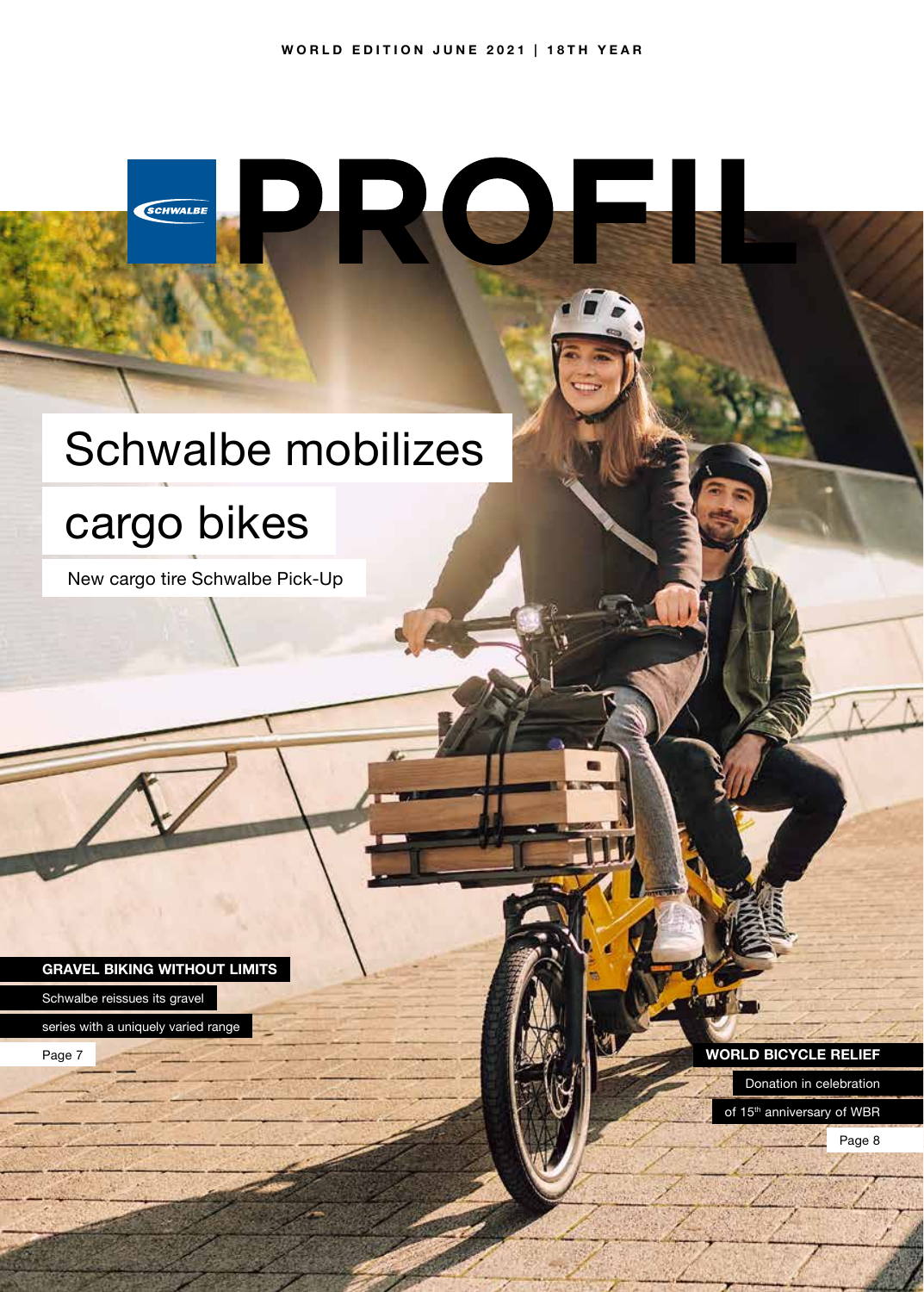WORLD EDITION JUNE 2021 | 18TH YEAR

# PROFIL

# Schwalbe mobilizes cargo bikes

New cargo tire Schwalbe Pick-Up

**GRAVEL BIKING WITHOUT LIMITS**

Schwalbe reissues its gravel series with a uniquely varied range

Page 7

**WORLD BICYCLE RELIEF**

Donation in celebration of 15th anniversary of WBR

Page 8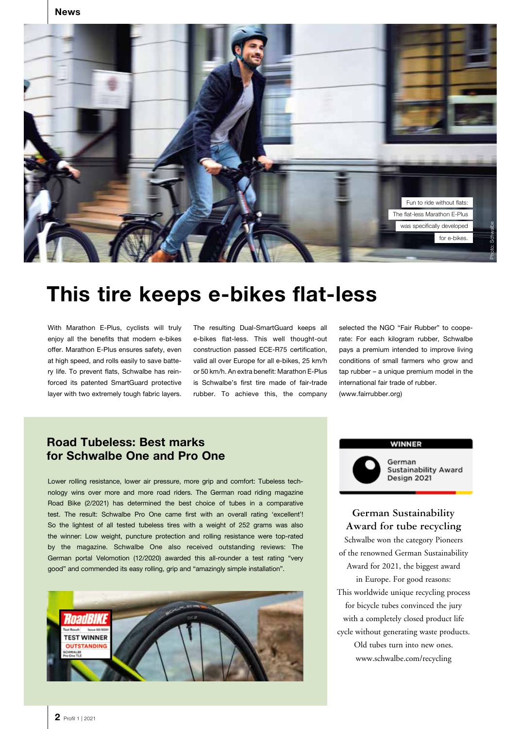Fun to ride without flats: The flat-less Marathon E-Plus was specifically developed for e-bikes.

Photo: Schwalbe

# This tire keeps e-bikes flat-less

With Marathon E-Plus, cyclists will truly enjoy all the benefits that modern e-bikes offer. Marathon E-Plus ensures safety, even at high speed, and rolls easily to save battery life. To prevent flats, Schwalbe has reinforced its patented SmartGuard protective layer with two extremely tough fabric layers. The resulting Dual-SmartGuard keeps all e-bikes flat-less. This well thought-out construction passed ECE-R75 certification, valid all over Europe for all e-bikes, 25 km/h or 50 km/h. An extra benefit: Marathon E-Plus is Schwalbe's first tire made of fair-trade rubber. To achieve this, the company selected the NGO "Fair Rubber" to cooperate: For each kilogram rubber, Schwalbe pays a premium intended to improve living conditions of small farmers who grow and tap rubber – a unique premium model in the international fair trade of rubber. (www.fairrubber.org)

## Road Tubeless: Best marks for Schwalbe One and Pro One

Lower rolling resistance, lower air pressure, more grip and comfort: Tubeless technology wins over more and more road riders. The German road riding magazine Road Bike (2/2021) has determined the best choice of tubes in a comparative test. The result: Schwalbe Pro One came first with an overall rating 'excellent'! So the lightest of all tested tubeless tires with a weight of 252 grams was also the winner: Low weight, puncture protection and rolling resistance were top-rated by the magazine. Schwalbe One also received outstanding reviews: The German portal Velomotion (12/2020) awarded this all-rounder a test rating "very good" and commended its easy rolling, grip and "amazingly simple installation".

RoadBIKE Test Result Issue 02/2021 TEST WINNER OUTSTANDING SCHWALBE Pro One TLE

WINNER German Sustainability Award Design 2021

## German Sustainability Award for tube recycling

Schwalbe won the category Pioneers of the renowned German Sustainability Award for 2021, the biggest award in Europe. For good reasons: This worldwide unique recycling process for bicycle tubes convinced the jury with a completely closed product life cycle without generating waste products. Old tubes turn into new ones. www.schwalbe.com/recycling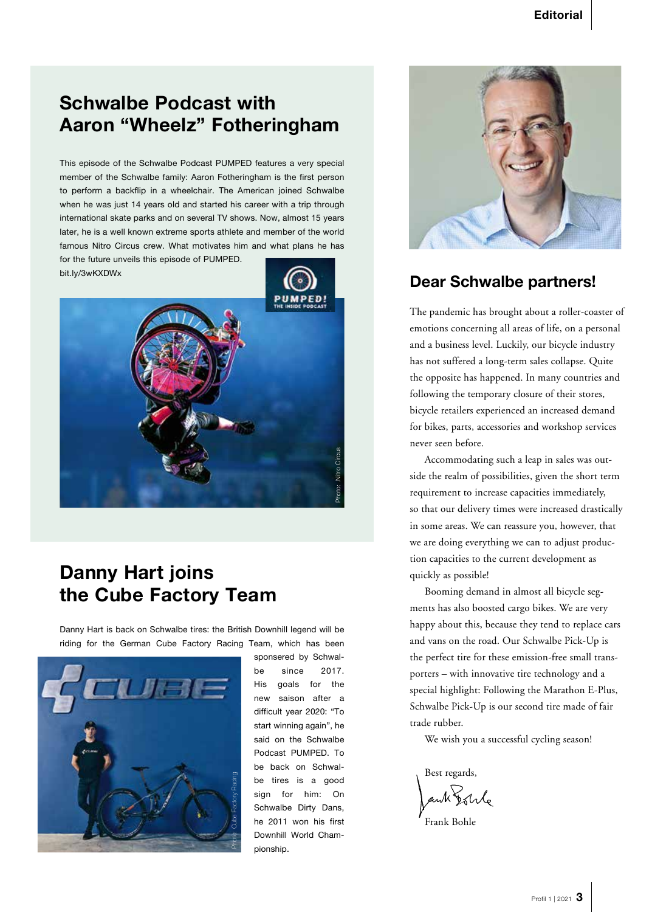## Schwalbe Podcast with Aaron "Wheelz" Fotheringham

This episode of the Schwalbe Podcast PUMPED features a very special member of the Schwalbe family: Aaron Fotheringham is the first person to perform a backflip in a wheelchair. The American joined Schwalbe when he was just 14 years old and started his career with a trip through international skate parks and on several TV shows. Now, almost 15 years later, he is a well known extreme sports athlete and member of the world famous Nitro Circus crew. What motivates him and what plans he has for the future unveils this episode of PUMPED.
bit.ly/3wKXDWx

Photo: Nitro Circus

## Danny Hart joins the Cube Factory Team

Danny Hart is back on Schwalbe tires: the British Downhill legend will be riding for the German Cube Factory Racing Team, which has been sponsered by Schwalbe since 2017. His goals for the new saison after a difficult year 2020: "To start winning again", he said on the Schwalbe Podcast PUMPED. To be back on Schwalbe tires is a good sign for him: On Schwalbe Dirty Dans, he 2011 won his first Downhill World Championship.

Photo: Cube Factory Racing

## Dear Schwalbe partners!

The pandemic has brought about a roller-coaster of emotions concerning all areas of life, on a personal and a business level. Luckily, our bicycle industry has not suffered a long-term sales collapse. Quite the opposite has happened. In many countries and following the temporary closure of their stores, bicycle retailers experienced an increased demand for bikes, parts, accessories and workshop services never seen before.

Accommodating such a leap in sales was outside the realm of possibilities, given the short term requirement to increase capacities immediately, so that our delivery times were increased drastically in some areas. We can reassure you, however, that we are doing everything we can to adjust production capacities to the current development as quickly as possible!

Booming demand in almost all bicycle segments has also boosted cargo bikes. We are very happy about this, because they tend to replace cars and vans on the road. Our Schwalbe Pick-Up is the perfect tire for these emission-free small transporters – with innovative tire technology and a special highlight: Following the Marathon E-Plus, Schwalbe Pick-Up is our second tire made of fair trade rubber.

We wish you a successful cycling season!

Best regards,

Frank Bohle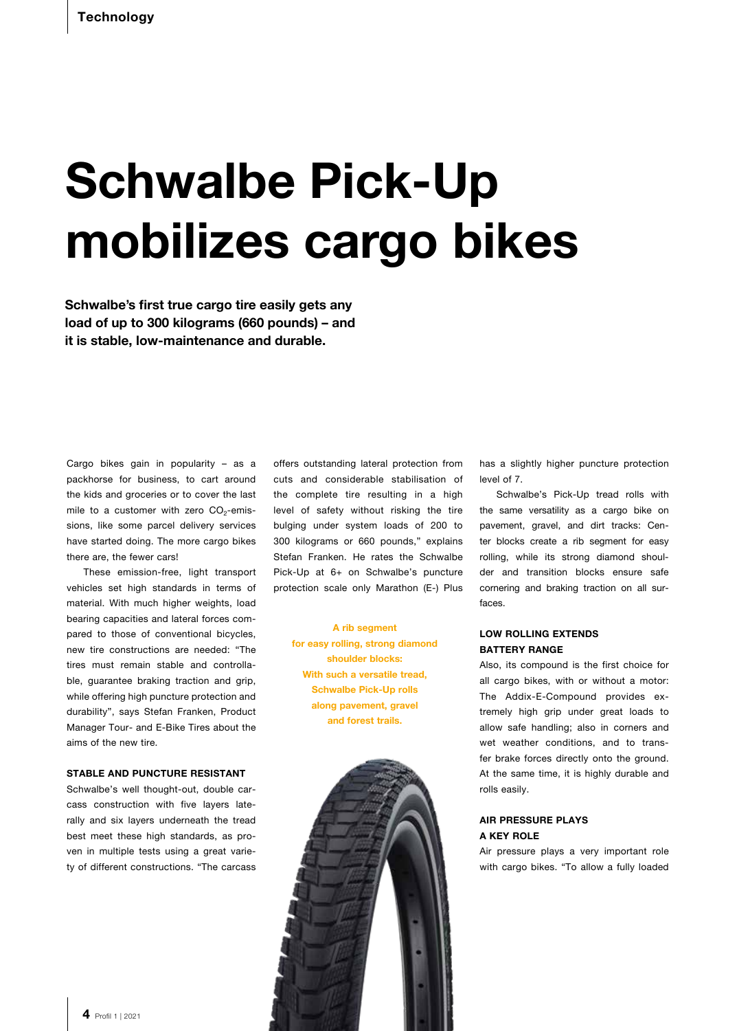# Schwalbe Pick-Up mobilizes cargo bikes

**Schwalbe's first true cargo tire easily gets any load of up to 300 kilograms (660 pounds) – and it is stable, low-maintenance and durable.**

Cargo bikes gain in popularity – as a packhorse for business, to cart around the kids and groceries or to cover the last mile to a customer with zero $CO_2$-emissions, like some parcel delivery services have started doing. The more cargo bikes there are, the fewer cars!

These emission-free, light transport vehicles set high standards in terms of material. With much higher weights, load bearing capacities and lateral forces compared to those of conventional bicycles, new tire constructions are needed: "The tires must remain stable and controllable, guarantee braking traction and grip, while offering high puncture protection and durability", says Stefan Franken, Product Manager Tour- and E-Bike Tires about the aims of the new tire.

### STABLE AND PUNCTURE RESISTANT

Schwalbe's well thought-out, double carcass construction with five layers laterally and six layers underneath the tread best meet these high standards, as proven in multiple tests using a great variety of different constructions. "The carcass offers outstanding lateral protection from cuts and considerable stabilisation of the complete tire resulting in a high level of safety without risking the tire bulging under system loads of 200 to 300 kilograms or 660 pounds," explains Stefan Franken. He rates the Schwalbe Pick-Up at 6+ on Schwalbe's puncture protection scale only Marathon (E-) Plus has a slightly higher puncture protection level of 7.

Schwalbe's Pick-Up tread rolls with the same versatility as a cargo bike on pavement, gravel, and dirt tracks: Center blocks create a rib segment for easy rolling, while its strong diamond shoulder and transition blocks ensure safe cornering and braking traction on all surfaces.

**A rib segment for easy rolling, strong diamond shoulder blocks: With such a versatile tread, Schwalbe Pick-Up rolls along pavement, gravel and forest trails.**

### LOW ROLLING EXTENDS BATTERY RANGE

Also, its compound is the first choice for all cargo bikes, with or without a motor: The Addix-E-Compound provides extremely high grip under great loads to allow safe handling; also in corners and wet weather conditions, and to transfer brake forces directly onto the ground. At the same time, it is highly durable and rolls easily.

### AIR PRESSURE PLAYS A KEY ROLE

Air pressure plays a very important role with cargo bikes. "To allow a fully loaded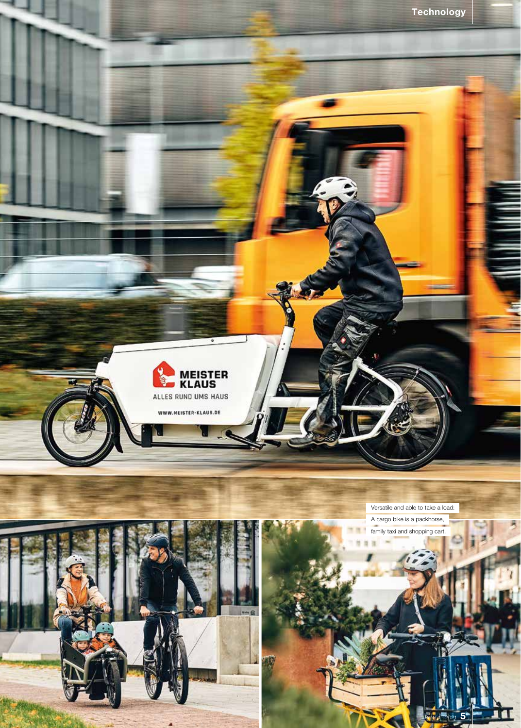Versatile and able to take a load: A cargo bike is a packhorse, family taxi and shopping cart.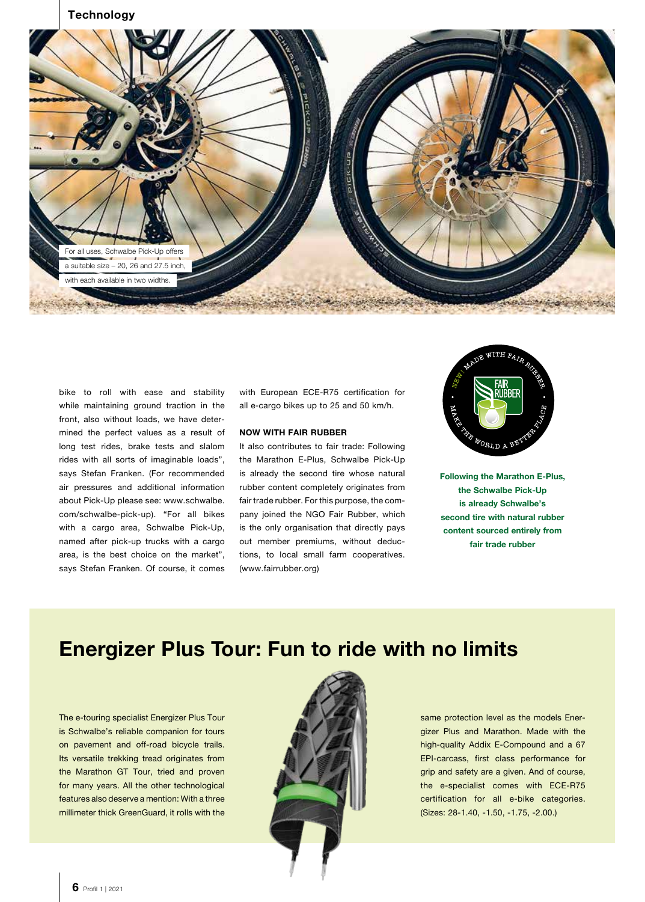For all uses, Schwalbe Pick-Up offers a suitable size – 20, 26 and 27.5 inch, with each available in two widths.

bike to roll with ease and stability while maintaining ground traction in the front, also without loads, we have determined the perfect values as a result of long test rides, brake tests and slalom rides with all sorts of imaginable loads", says Stefan Franken. (For recommended air pressures and additional information about Pick-Up please see: www.schwalbe.com/schwalbe-pick-up). "For all bikes with a cargo area, Schwalbe Pick-Up, named after pick-up trucks with a cargo area, is the best choice on the market", says Stefan Franken. Of course, it comes with European ECE-R75 certification for all e-cargo bikes up to 25 and 50 km/h.

**NOW WITH FAIR RUBBER**

It also contributes to fair trade: Following the Marathon E-Plus, Schwalbe Pick-Up is already the second tire whose natural rubber content completely originates from fair trade rubber. For this purpose, the company joined the NGO Fair Rubber, which is the only organisation that directly pays out member premiums, without deductions, to local small farm cooperatives. (www.fairrubber.org)

**Following the Marathon E-Plus, the Schwalbe Pick-Up is already Schwalbe's second tire with natural rubber content sourced entirely from fair trade rubber**

## Energizer Plus Tour: Fun to ride with no limits

The e-touring specialist Energizer Plus Tour is Schwalbe's reliable companion for tours on pavement and off-road bicycle trails. Its versatile trekking tread originates from the Marathon GT Tour, tried and proven for many years. All the other technological features also deserve a mention: With a three millimeter thick GreenGuard, it rolls with the same protection level as the models Energizer Plus and Marathon. Made with the high-quality Addix E-Compound and a 67 EPI-carcass, first class performance for grip and safety are a given. And of course, the e-specialist comes with ECE-R75 certification for all e-bike categories. (Sizes: 28-1.40, -1.50, -1.75, -2.00.)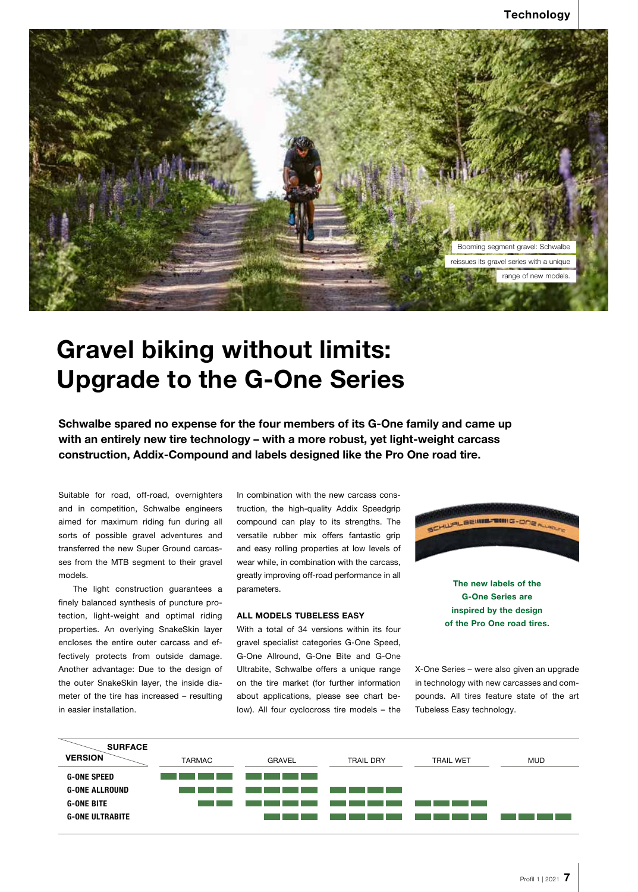Booming segment gravel: Schwalbe reissues its gravel series with a unique range of new models.

# Gravel biking without limits: Upgrade to the G-One Series

**Schwalbe spared no expense for the four members of its G-One family and came up with an entirely new tire technology – with a more robust, yet light-weight carcass construction, Addix-Compound and labels designed like the Pro One road tire.**

Suitable for road, off-road, overnighters and in competition, Schwalbe engineers aimed for maximum riding fun during all sorts of possible gravel adventures and transferred the new Super Ground carcasses from the MTB segment to their gravel models.

The light construction guarantees a finely balanced synthesis of puncture protection, light-weight and optimal riding properties. An overlying SnakeSkin layer encloses the entire outer carcass and effectively protects from outside damage. Another advantage: Due to the design of the outer SnakeSkin layer, the inside diameter of the tire has increased – resulting in easier installation.

In combination with the new carcass construction, the high-quality Addix Speedgrip compound can play to its strengths. The versatile rubber mix offers fantastic grip and easy rolling properties at low levels of wear while, in combination with the carcass, greatly improving off-road performance in all parameters.

### ALL MODELS TUBELESS EASY

With a total of 34 versions within its four gravel specialist categories G-One Speed, G-One Allround, G-One Bite and G-One Ultrabite, Schwalbe offers a unique range on the tire market (for further information about applications, please see chart below). All four cyclocross tire models – the X-One Series – were also given an upgrade in technology with new carcasses and compounds. All tires feature state of the art Tubeless Easy technology.

**The new labels of the G-One Series are inspired by the design of the Pro One road tires.**

| VERSION \ SURFACE | TARMAC | GRAVEL | TRAIL DRY | TRAIL WET | MUD |
|---|---|---|---|---|---|
| G-ONE SPEED | ■■■■ | ■■■■ | | | |
| G-ONE ALLROUND | ■■■ | ■■■■ | ■■■■ | | |
| G-ONE BITE | ■■ | ■■■■ | ■■■■ | ■■■■ | |
| G-ONE ULTRABITE | | ■■■ | ■■■■ | ■■■■ | ■■■■ |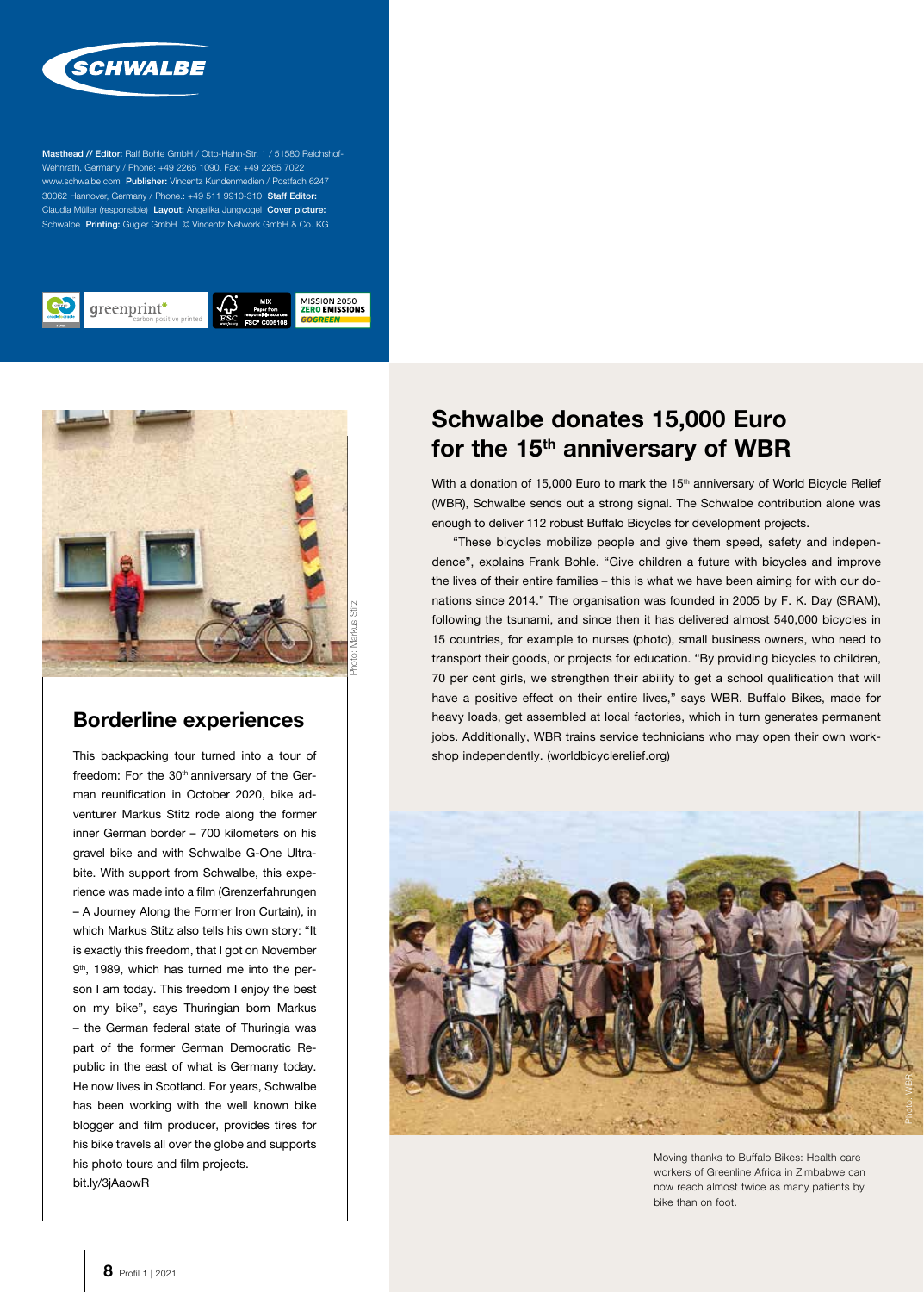**SCHWALBE**

**Masthead // Editor:** Ralf Bohle GmbH / Otto-Hahn-Str. 1 / 51580 Reichshof-Wehnrath, Germany / Phone: +49 2265 1090, Fax: +49 2265 7022 www.schwalbe.com **Publisher:** Vincentz Kundenmedien / Postfach 6247 30062 Hannover, Germany / Phone.: +49 511 9910-310 **Staff Editor:** Claudia Müller (responsible) **Layout:** Angelika Jungvogel **Cover picture:** Schwalbe **Printing:** Gugler GmbH © Vincentz Network GmbH & Co. KG

greenprint* carbon positive printed

FSC MIX Paper from responsible sources FSC® C005108

MISSION 2050 ZERO EMISSIONS GOGREEN

Photo: Markus Stitz

## Borderline experiences

This backpacking tour turned into a tour of freedom: For the 30th anniversary of the German reunification in October 2020, bike adventurer Markus Stitz rode along the former inner German border – 700 kilometers on his gravel bike and with Schwalbe G-One Ultrabite. With support from Schwalbe, this experience was made into a film (Grenzerfahrungen – A Journey Along the Former Iron Curtain), in which Markus Stitz also tells his own story: "It is exactly this freedom, that I got on November 9th, 1989, which has turned me into the person I am today. This freedom I enjoy the best on my bike", says Thuringian born Markus – the German federal state of Thuringia was part of the former German Democratic Republic in the east of what is Germany today. He now lives in Scotland. For years, Schwalbe has been working with the well known bike blogger and film producer, provides tires for his bike travels all over the globe and supports his photo tours and film projects. bit.ly/3jAaowR

## Schwalbe donates 15,000 Euro for the 15th anniversary of WBR

With a donation of 15,000 Euro to mark the 15th anniversary of World Bicycle Relief (WBR), Schwalbe sends out a strong signal. The Schwalbe contribution alone was enough to deliver 112 robust Buffalo Bicycles for development projects.

"These bicycles mobilize people and give them speed, safety and independence", explains Frank Bohle. "Give children a future with bicycles and improve the lives of their entire families – this is what we have been aiming for with our donations since 2014." The organisation was founded in 2005 by F. K. Day (SRAM), following the tsunami, and since then it has delivered almost 540,000 bicycles in 15 countries, for example to nurses (photo), small business owners, who need to transport their goods, or projects for education. "By providing bicycles to children, 70 per cent girls, we strengthen their ability to get a school qualification that will have a positive effect on their entire lives," says WBR. Buffalo Bikes, made for heavy loads, get assembled at local factories, which in turn generates permanent jobs. Additionally, WBR trains service technicians who may open their own workshop independently. (worldbicyclerelief.org)

Photo: WBR

Moving thanks to Buffalo Bikes: Health care workers of Greenline Africa in Zimbabwe can now reach almost twice as many patients by bike than on foot.